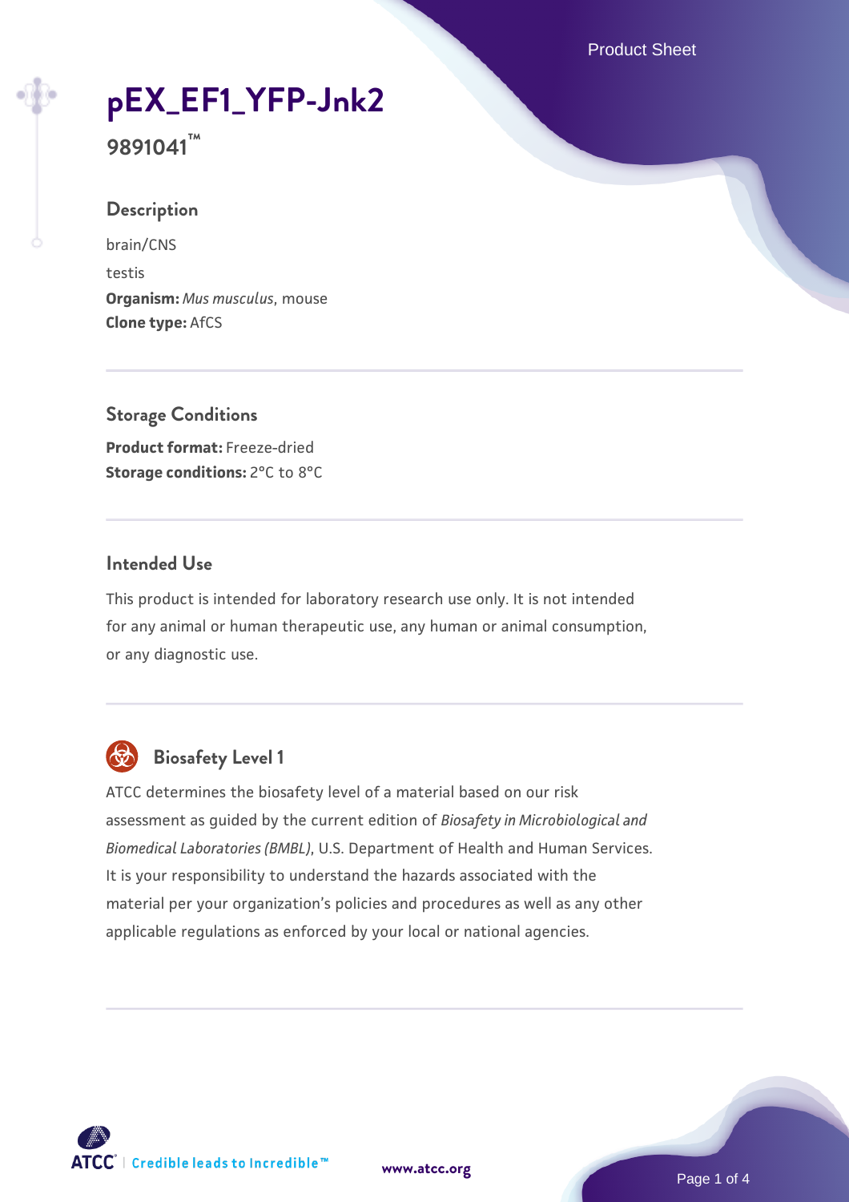# pEX_EF1_YFP-Jnk2

**9891041™**

## Description

brain/CNS

testis

**Organism:** *Mus musculus*, mouse

**Clone type:** AfCS

## Storage Conditions

**Product format:** Freeze-dried

**Storage conditions:** 2°C to 8°C

## Intended Use

This product is intended for laboratory research use only. It is not intended for any animal or human therapeutic use, any human or animal consumption, or any diagnostic use.

## Biosafety Level 1

ATCC determines the biosafety level of a material based on our risk assessment as guided by the current edition of *Biosafety in Microbiological and Biomedical Laboratories (BMBL)*, U.S. Department of Health and Human Services. It is your responsibility to understand the hazards associated with the material per your organization's policies and procedures as well as any other applicable regulations as enforced by your local or national agencies.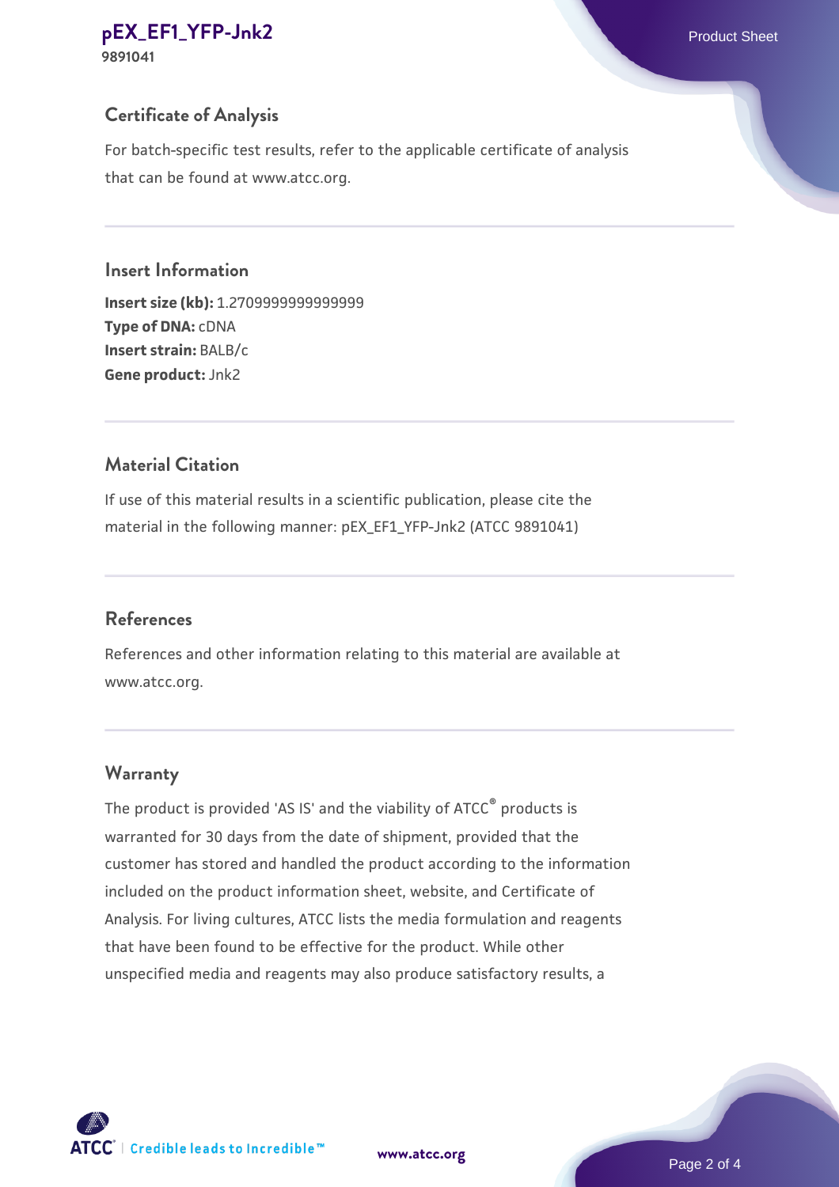## Certificate of Analysis

For batch-specific test results, refer to the applicable certificate of analysis that can be found at www.atcc.org.

## Insert Information

**Insert size (kb):** 1.2709999999999999
**Type of DNA:** cDNA
**Insert strain:** BALB/c
**Gene product:** Jnk2

## Material Citation

If use of this material results in a scientific publication, please cite the material in the following manner: pEX_EF1_YFP-Jnk2 (ATCC 9891041)

## References

References and other information relating to this material are available at www.atcc.org.

## Warranty

The product is provided 'AS IS' and the viability of ATCC® products is warranted for 30 days from the date of shipment, provided that the customer has stored and handled the product according to the information included on the product information sheet, website, and Certificate of Analysis. For living cultures, ATCC lists the media formulation and reagents that have been found to be effective for the product. While other unspecified media and reagents may also produce satisfactory results, a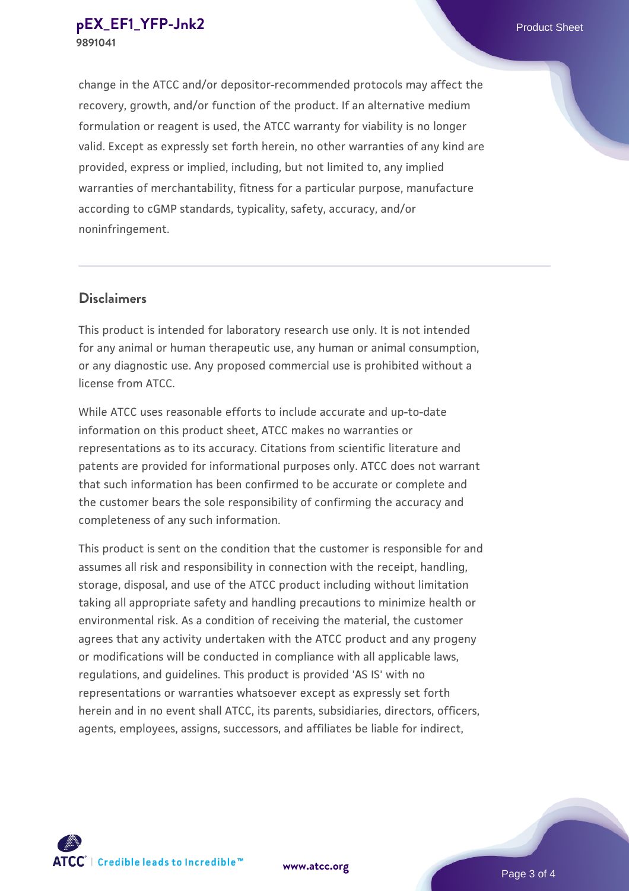change in the ATCC and/or depositor-recommended protocols may affect the recovery, growth, and/or function of the product. If an alternative medium formulation or reagent is used, the ATCC warranty for viability is no longer valid. Except as expressly set forth herein, no other warranties of any kind are provided, express or implied, including, but not limited to, any implied warranties of merchantability, fitness for a particular purpose, manufacture according to cGMP standards, typicality, safety, accuracy, and/or noninfringement.

## Disclaimers

This product is intended for laboratory research use only. It is not intended for any animal or human therapeutic use, any human or animal consumption, or any diagnostic use. Any proposed commercial use is prohibited without a license from ATCC.

While ATCC uses reasonable efforts to include accurate and up-to-date information on this product sheet, ATCC makes no warranties or representations as to its accuracy. Citations from scientific literature and patents are provided for informational purposes only. ATCC does not warrant that such information has been confirmed to be accurate or complete and the customer bears the sole responsibility of confirming the accuracy and completeness of any such information.

This product is sent on the condition that the customer is responsible for and assumes all risk and responsibility in connection with the receipt, handling, storage, disposal, and use of the ATCC product including without limitation taking all appropriate safety and handling precautions to minimize health or environmental risk. As a condition of receiving the material, the customer agrees that any activity undertaken with the ATCC product and any progeny or modifications will be conducted in compliance with all applicable laws, regulations, and guidelines. This product is provided 'AS IS' with no representations or warranties whatsoever except as expressly set forth herein and in no event shall ATCC, its parents, subsidiaries, directors, officers, agents, employees, assigns, successors, and affiliates be liable for indirect,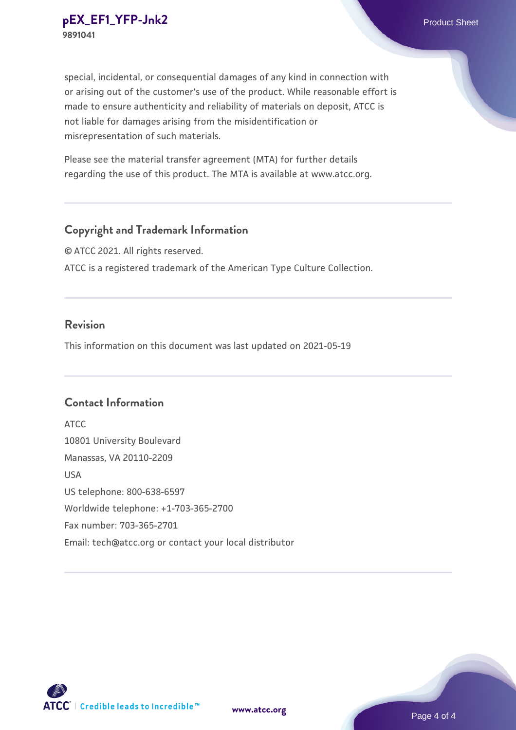special, incidental, or consequential damages of any kind in connection with or arising out of the customer's use of the product. While reasonable effort is made to ensure authenticity and reliability of materials on deposit, ATCC is not liable for damages arising from the misidentification or misrepresentation of such materials.

Please see the material transfer agreement (MTA) for further details regarding the use of this product. The MTA is available at www.atcc.org.

## Copyright and Trademark Information

© ATCC 2021. All rights reserved.

ATCC is a registered trademark of the American Type Culture Collection.

## Revision

This information on this document was last updated on 2021-05-19

## Contact Information

ATCC
10801 University Boulevard
Manassas, VA 20110-2209
USA
US telephone: 800-638-6597
Worldwide telephone: +1-703-365-2700
Fax number: 703-365-2701
Email: tech@atcc.org or contact your local distributor